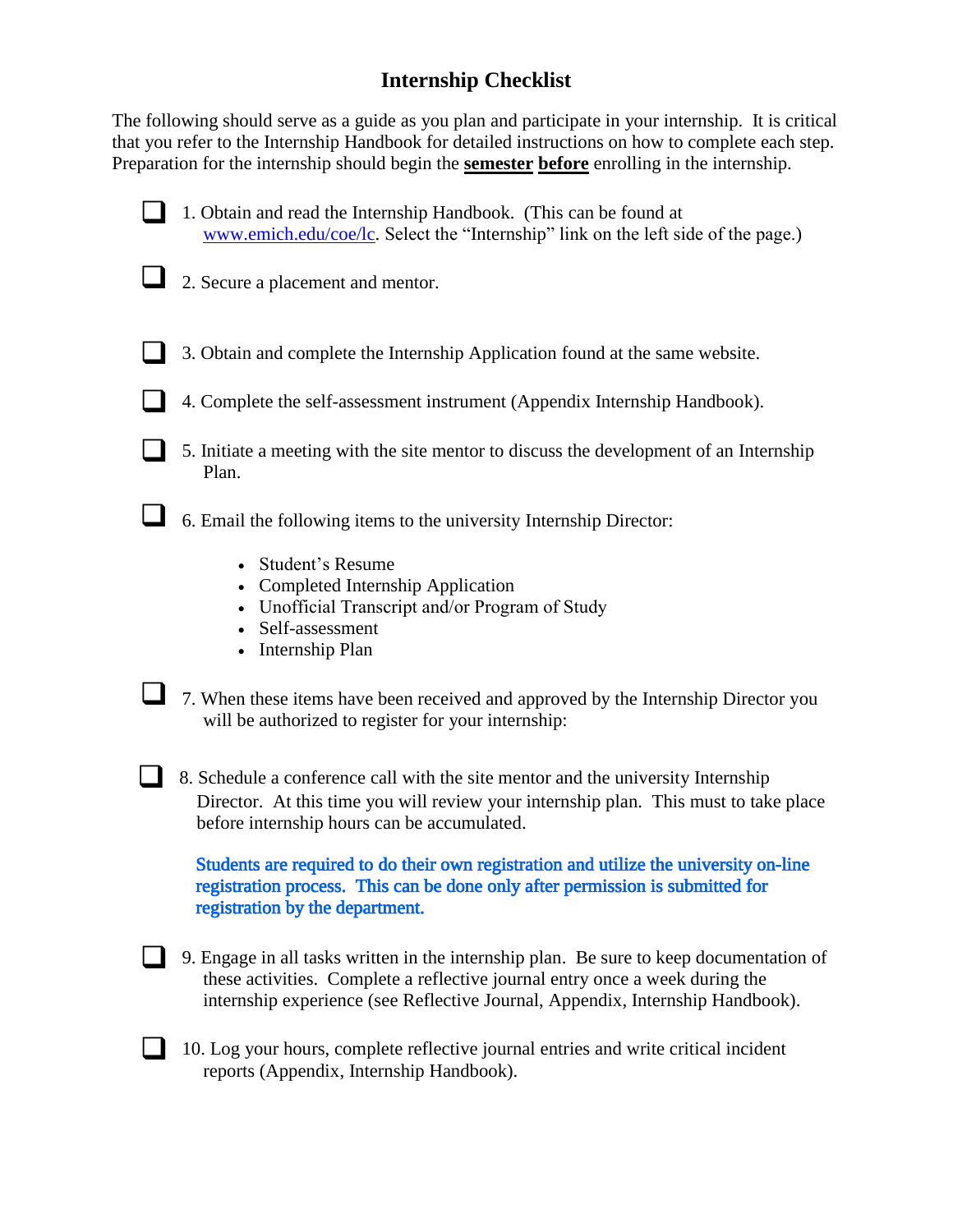# Internship Checklist

The following should serve as a guide as you plan and participate in your internship. It is critical that you refer to the Internship Handbook for detailed instructions on how to complete each step. Preparation for the internship should begin the **semester** **before** enrolling in the internship.

- [ ] 1. Obtain and read the Internship Handbook. (This can be found at www.emich.edu/coe/lc. Select the "Internship" link on the left side of the page.)

- [ ] 2. Secure a placement and mentor.

- [ ] 3. Obtain and complete the Internship Application found at the same website.

- [ ] 4. Complete the self-assessment instrument (Appendix Internship Handbook).

- [ ] 5. Initiate a meeting with the site mentor to discuss the development of an Internship Plan.

- [ ] 6. Email the following items to the university Internship Director:
    - Student's Resume
    - Completed Internship Application
    - Unofficial Transcript and/or Program of Study
    - Self-assessment
    - Internship Plan

- [ ] 7. When these items have been received and approved by the Internship Director you will be authorized to register for your internship:

- [ ] 8. Schedule a conference call with the site mentor and the university Internship Director. At this time you will review your internship plan. This must to take place before internship hours can be accumulated.

    **Students are required to do their own registration and utilize the university on-line registration process. This can be done only after permission is submitted for registration by the department.**

- [ ] 9. Engage in all tasks written in the internship plan. Be sure to keep documentation of these activities. Complete a reflective journal entry once a week during the internship experience (see Reflective Journal, Appendix, Internship Handbook).

- [ ] 10. Log your hours, complete reflective journal entries and write critical incident reports (Appendix, Internship Handbook).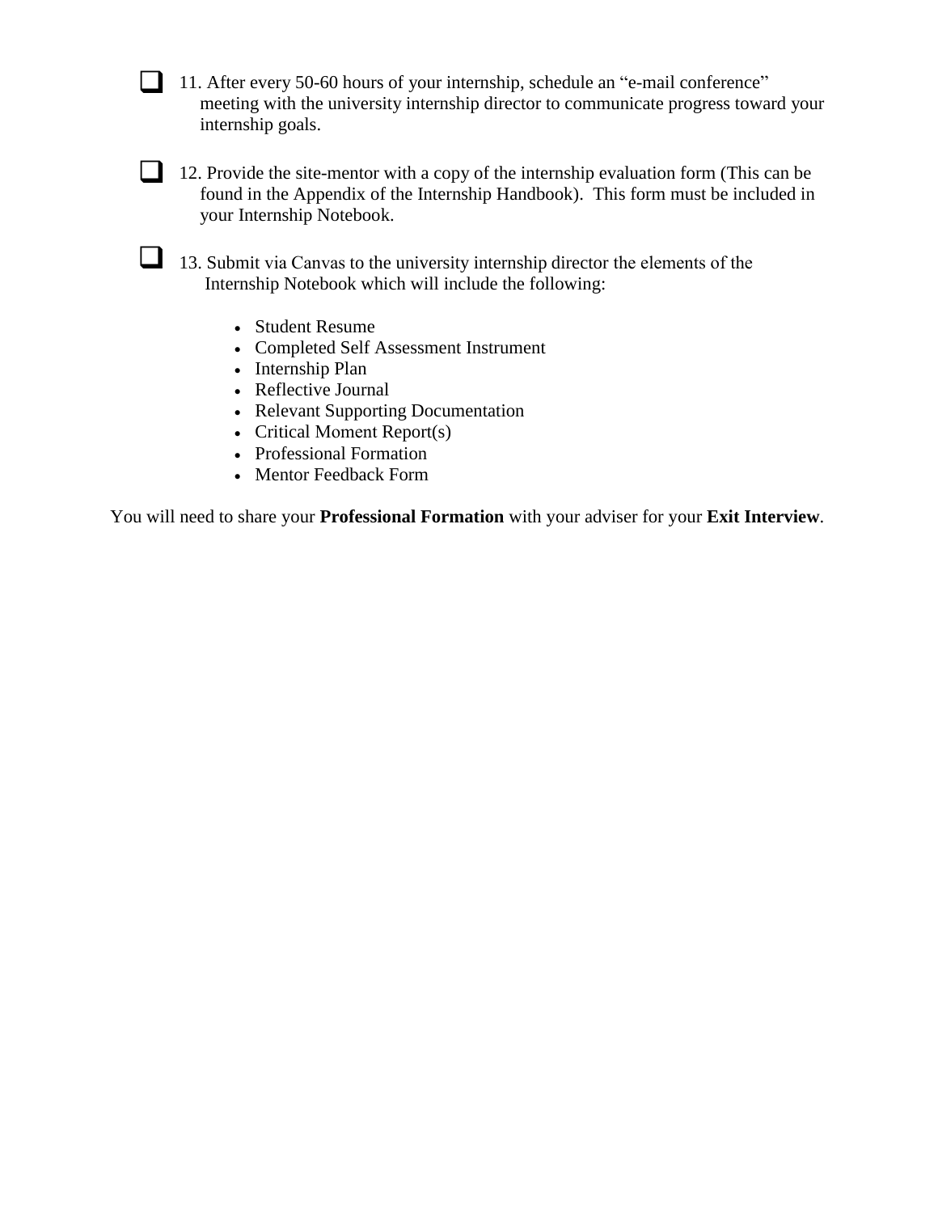- [ ] 11. After every 50-60 hours of your internship, schedule an "e-mail conference" meeting with the university internship director to communicate progress toward your internship goals.

- [ ] 12. Provide the site-mentor with a copy of the internship evaluation form (This can be found in the Appendix of the Internship Handbook). This form must be included in your Internship Notebook.

- [ ] 13. Submit via Canvas to the university internship director the elements of the Internship Notebook which will include the following:

    - Student Resume
    - Completed Self Assessment Instrument
    - Internship Plan
    - Reflective Journal
    - Relevant Supporting Documentation
    - Critical Moment Report(s)
    - Professional Formation
    - Mentor Feedback Form

You will need to share your **Professional Formation** with your adviser for your **Exit Interview**.